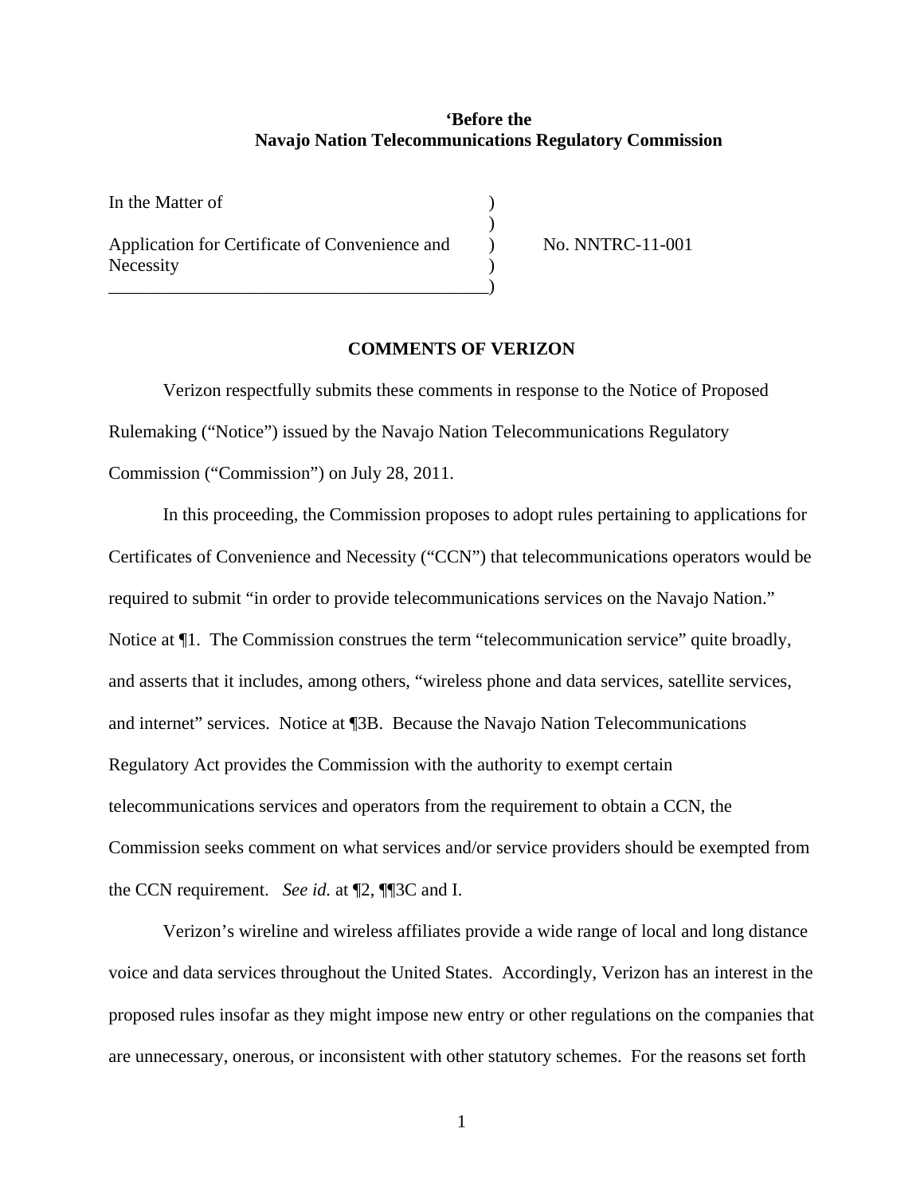**‘Before the**
**Navajo Nation Telecommunications Regulatory Commission**

| | | |
|---|---|---|
| In the Matter of | ) | |
| | ) | |
| Application for Certificate of Convenience and Necessity | ) | No. NNTRC-11-001 |
| | ) | |

## COMMENTS OF VERIZON

Verizon respectfully submits these comments in response to the Notice of Proposed Rulemaking (“Notice”) issued by the Navajo Nation Telecommunications Regulatory Commission (“Commission”) on July 28, 2011.

In this proceeding, the Commission proposes to adopt rules pertaining to applications for Certificates of Convenience and Necessity (“CCN”) that telecommunications operators would be required to submit “in order to provide telecommunications services on the Navajo Nation.” Notice at ¶1. The Commission construes the term “telecommunication service” quite broadly, and asserts that it includes, among others, “wireless phone and data services, satellite services, and internet” services. Notice at ¶3B. Because the Navajo Nation Telecommunications Regulatory Act provides the Commission with the authority to exempt certain telecommunications services and operators from the requirement to obtain a CCN, the Commission seeks comment on what services and/or service providers should be exempted from the CCN requirement. *See id.* at ¶2, ¶¶3C and I.

Verizon’s wireline and wireless affiliates provide a wide range of local and long distance voice and data services throughout the United States. Accordingly, Verizon has an interest in the proposed rules insofar as they might impose new entry or other regulations on the companies that are unnecessary, onerous, or inconsistent with other statutory schemes. For the reasons set forth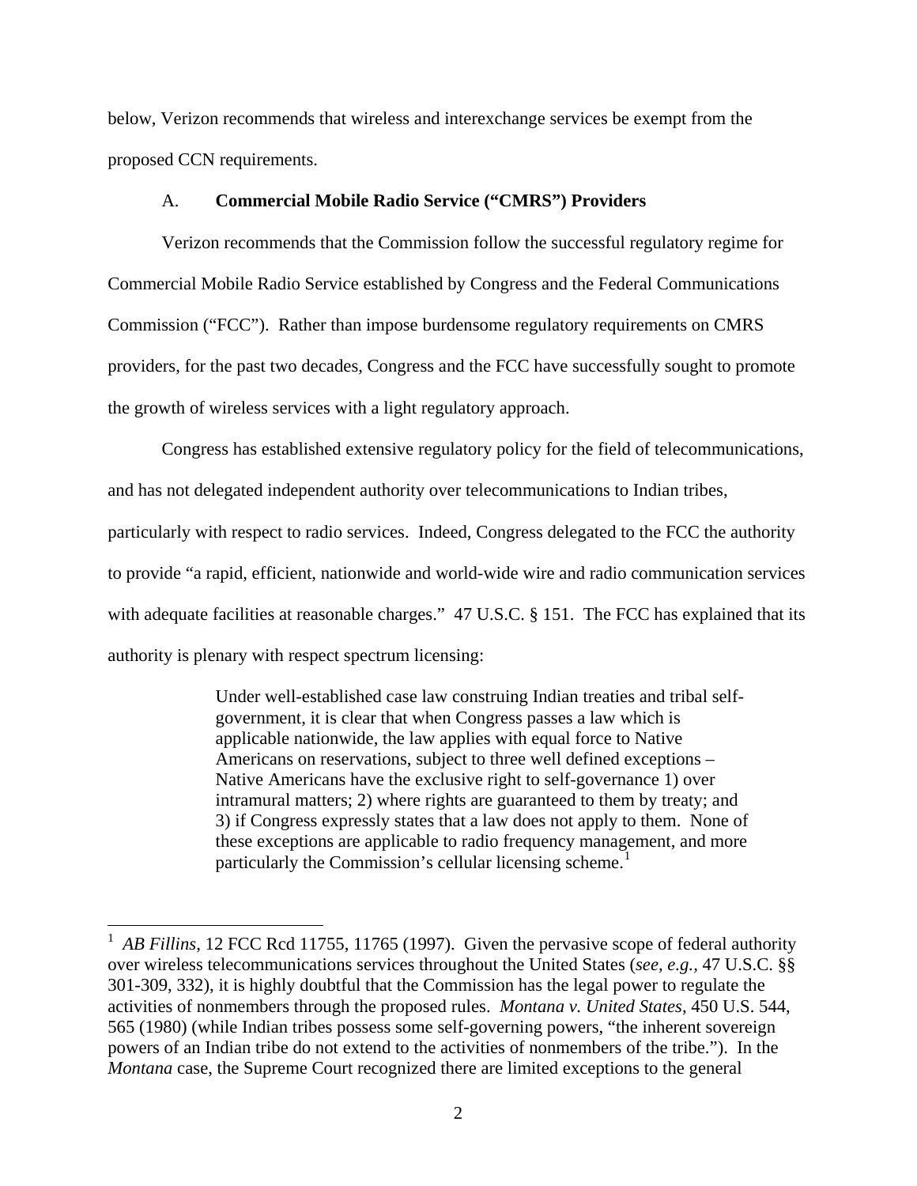below, Verizon recommends that wireless and interexchange services be exempt from the proposed CCN requirements.

### A. **Commercial Mobile Radio Service ("CMRS") Providers**

Verizon recommends that the Commission follow the successful regulatory regime for Commercial Mobile Radio Service established by Congress and the Federal Communications Commission ("FCC"). Rather than impose burdensome regulatory requirements on CMRS providers, for the past two decades, Congress and the FCC have successfully sought to promote the growth of wireless services with a light regulatory approach.

Congress has established extensive regulatory policy for the field of telecommunications, and has not delegated independent authority over telecommunications to Indian tribes, particularly with respect to radio services. Indeed, Congress delegated to the FCC the authority to provide "a rapid, efficient, nationwide and world-wide wire and radio communication services with adequate facilities at reasonable charges." 47 U.S.C. § 151. The FCC has explained that its authority is plenary with respect spectrum licensing:

> Under well-established case law construing Indian treaties and tribal self-government, it is clear that when Congress passes a law which is applicable nationwide, the law applies with equal force to Native Americans on reservations, subject to three well defined exceptions – Native Americans have the exclusive right to self-governance 1) over intramural matters; 2) where rights are guaranteed to them by treaty; and 3) if Congress expressly states that a law does not apply to them. None of these exceptions are applicable to radio frequency management, and more particularly the Commission's cellular licensing scheme.[1]

---

[1] *AB Fillins*, 12 FCC Rcd 11755, 11765 (1997). Given the pervasive scope of federal authority over wireless telecommunications services throughout the United States (*see, e.g.*, 47 U.S.C. §§ 301-309, 332), it is highly doubtful that the Commission has the legal power to regulate the activities of nonmembers through the proposed rules. *Montana v. United States*, 450 U.S. 544, 565 (1980) (while Indian tribes possess some self-governing powers, "the inherent sovereign powers of an Indian tribe do not extend to the activities of nonmembers of the tribe."). In the *Montana* case, the Supreme Court recognized there are limited exceptions to the general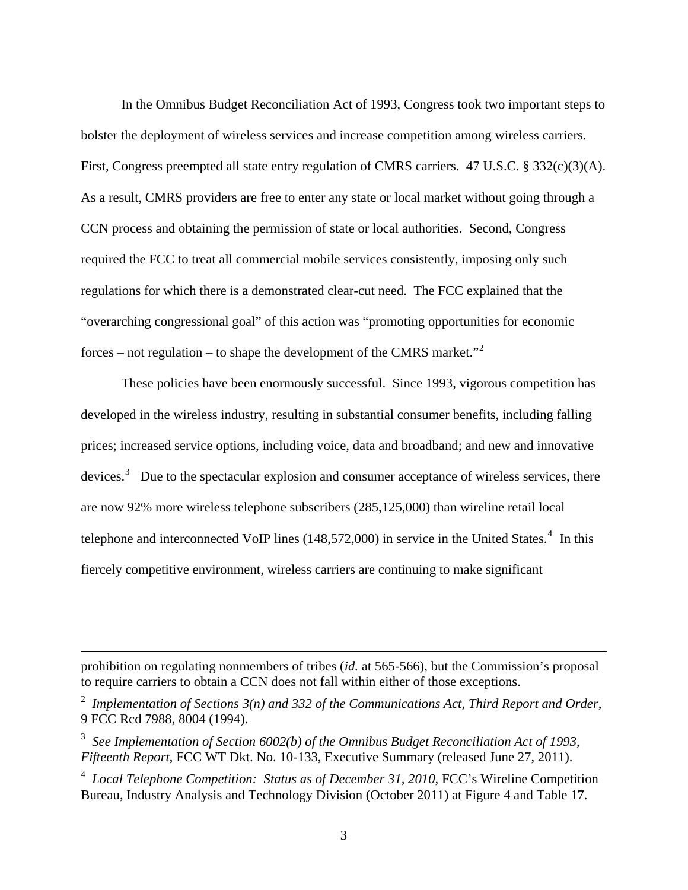In the Omnibus Budget Reconciliation Act of 1993, Congress took two important steps to bolster the deployment of wireless services and increase competition among wireless carriers. First, Congress preempted all state entry regulation of CMRS carriers. 47 U.S.C. § 332(c)(3)(A). As a result, CMRS providers are free to enter any state or local market without going through a CCN process and obtaining the permission of state or local authorities. Second, Congress required the FCC to treat all commercial mobile services consistently, imposing only such regulations for which there is a demonstrated clear-cut need. The FCC explained that the "overarching congressional goal" of this action was "promoting opportunities for economic forces – not regulation – to shape the development of the CMRS market."[2]

These policies have been enormously successful. Since 1993, vigorous competition has developed in the wireless industry, resulting in substantial consumer benefits, including falling prices; increased service options, including voice, data and broadband; and new and innovative devices.[3] Due to the spectacular explosion and consumer acceptance of wireless services, there are now 92% more wireless telephone subscribers (285,125,000) than wireline retail local telephone and interconnected VoIP lines (148,572,000) in service in the United States.[4] In this fiercely competitive environment, wireless carriers are continuing to make significant

---

prohibition on regulating nonmembers of tribes (*id.* at 565-566), but the Commission's proposal to require carriers to obtain a CCN does not fall within either of those exceptions.

[2] *Implementation of Sections 3(n) and 332 of the Communications Act*, *Third Report and Order*, 9 FCC Rcd 7988, 8004 (1994).

[3] *See Implementation of Section 6002(b) of the Omnibus Budget Reconciliation Act of 1993, Fifteenth Report*, FCC WT Dkt. No. 10-133, Executive Summary (released June 27, 2011).

[4] *Local Telephone Competition: Status as of December 31, 2010*, FCC's Wireline Competition Bureau, Industry Analysis and Technology Division (October 2011) at Figure 4 and Table 17.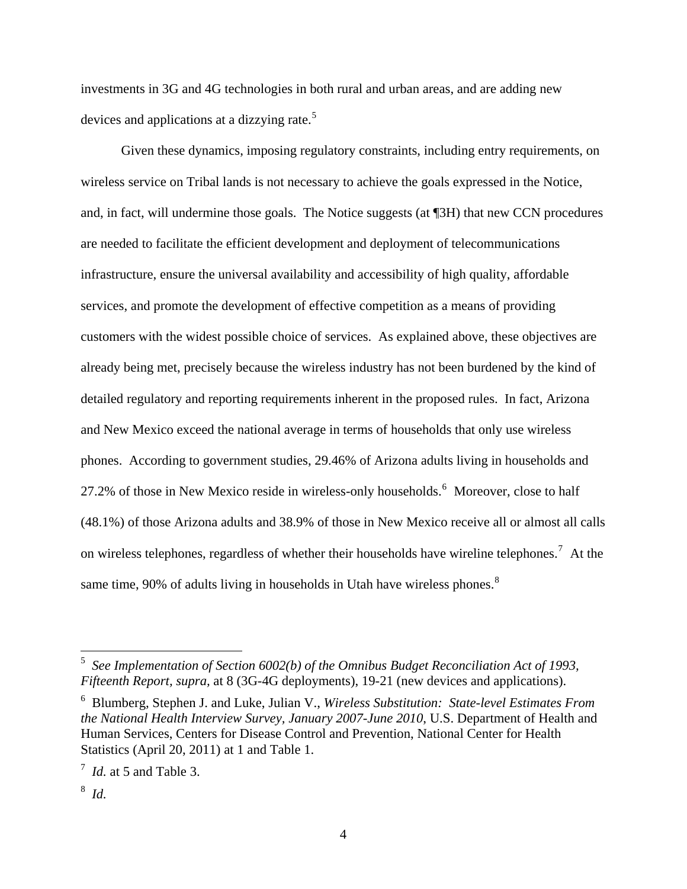investments in 3G and 4G technologies in both rural and urban areas, and are adding new devices and applications at a dizzying rate.[5]

Given these dynamics, imposing regulatory constraints, including entry requirements, on wireless service on Tribal lands is not necessary to achieve the goals expressed in the Notice, and, in fact, will undermine those goals. The Notice suggests (at ¶3H) that new CCN procedures are needed to facilitate the efficient development and deployment of telecommunications infrastructure, ensure the universal availability and accessibility of high quality, affordable services, and promote the development of effective competition as a means of providing customers with the widest possible choice of services. As explained above, these objectives are already being met, precisely because the wireless industry has not been burdened by the kind of detailed regulatory and reporting requirements inherent in the proposed rules. In fact, Arizona and New Mexico exceed the national average in terms of households that only use wireless phones. According to government studies, 29.46% of Arizona adults living in households and 27.2% of those in New Mexico reside in wireless-only households.[6] Moreover, close to half (48.1%) of those Arizona adults and 38.9% of those in New Mexico receive all or almost all calls on wireless telephones, regardless of whether their households have wireline telephones.[7] At the same time, 90% of adults living in households in Utah have wireless phones.[8]

---

[5] *See Implementation of Section 6002(b) of the Omnibus Budget Reconciliation Act of 1993, Fifteenth Report, supra,* at 8 (3G-4G deployments), 19-21 (new devices and applications).

[6] Blumberg, Stephen J. and Luke, Julian V., *Wireless Substitution: State-level Estimates From the National Health Interview Survey, January 2007-June 2010*, U.S. Department of Health and Human Services, Centers for Disease Control and Prevention, National Center for Health Statistics (April 20, 2011) at 1 and Table 1.

[7] *Id.* at 5 and Table 3.

[8] *Id.*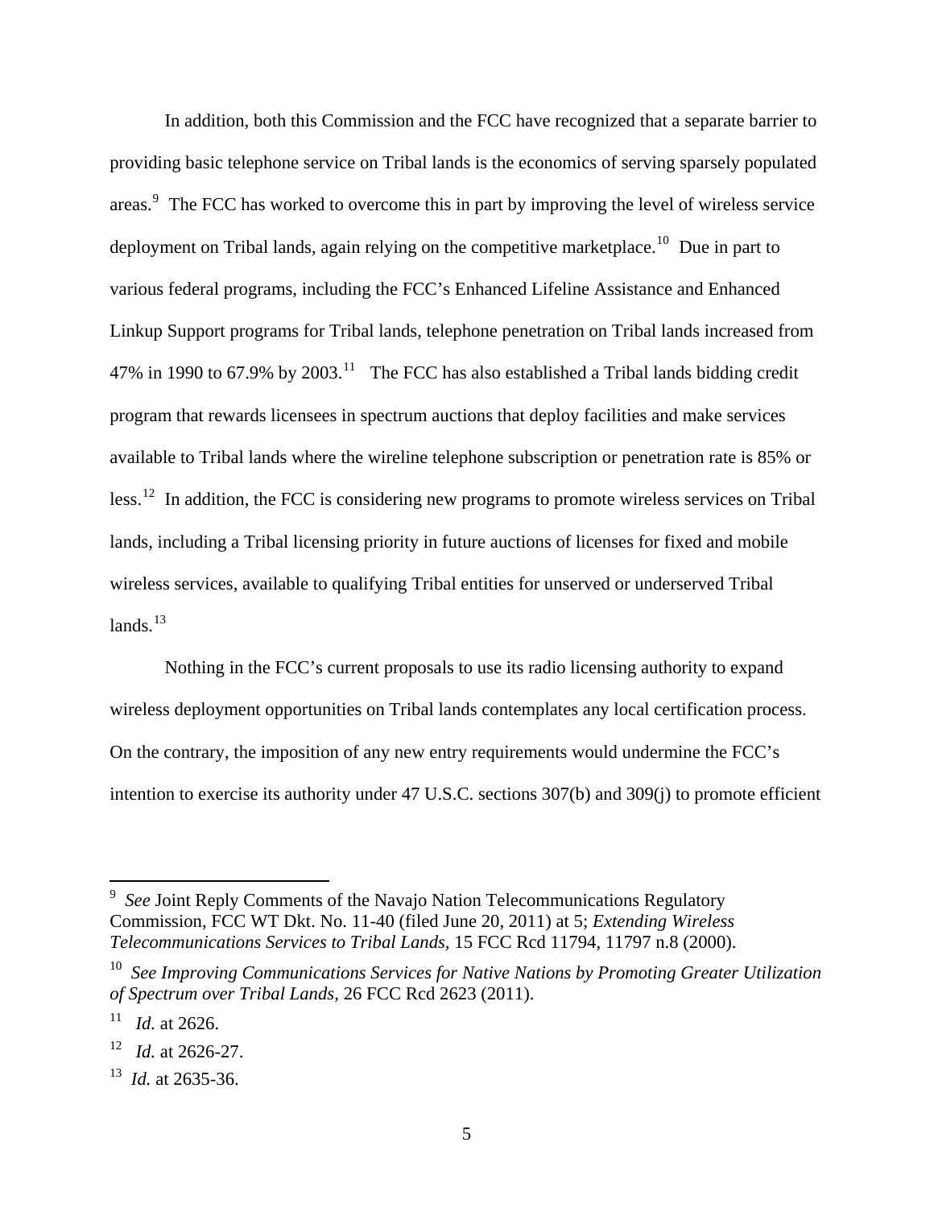In addition, both this Commission and the FCC have recognized that a separate barrier to providing basic telephone service on Tribal lands is the economics of serving sparsely populated areas.[9] The FCC has worked to overcome this in part by improving the level of wireless service deployment on Tribal lands, again relying on the competitive marketplace.[10] Due in part to various federal programs, including the FCC's Enhanced Lifeline Assistance and Enhanced Linkup Support programs for Tribal lands, telephone penetration on Tribal lands increased from 47% in 1990 to 67.9% by 2003.[11] The FCC has also established a Tribal lands bidding credit program that rewards licensees in spectrum auctions that deploy facilities and make services available to Tribal lands where the wireline telephone subscription or penetration rate is 85% or less.[12] In addition, the FCC is considering new programs to promote wireless services on Tribal lands, including a Tribal licensing priority in future auctions of licenses for fixed and mobile wireless services, available to qualifying Tribal entities for unserved or underserved Tribal lands.[13]

Nothing in the FCC's current proposals to use its radio licensing authority to expand wireless deployment opportunities on Tribal lands contemplates any local certification process. On the contrary, the imposition of any new entry requirements would undermine the FCC's intention to exercise its authority under 47 U.S.C. sections 307(b) and 309(j) to promote efficient

---

[9] *See* Joint Reply Comments of the Navajo Nation Telecommunications Regulatory Commission, FCC WT Dkt. No. 11-40 (filed June 20, 2011) at 5; *Extending Wireless Telecommunications Services to Tribal Lands*, 15 FCC Rcd 11794, 11797 n.8 (2000).

[10] *See Improving Communications Services for Native Nations by Promoting Greater Utilization of Spectrum over Tribal Lands*, 26 FCC Rcd 2623 (2011).

[11] *Id.* at 2626.

[12] *Id.* at 2626-27.

[13] *Id.* at 2635-36.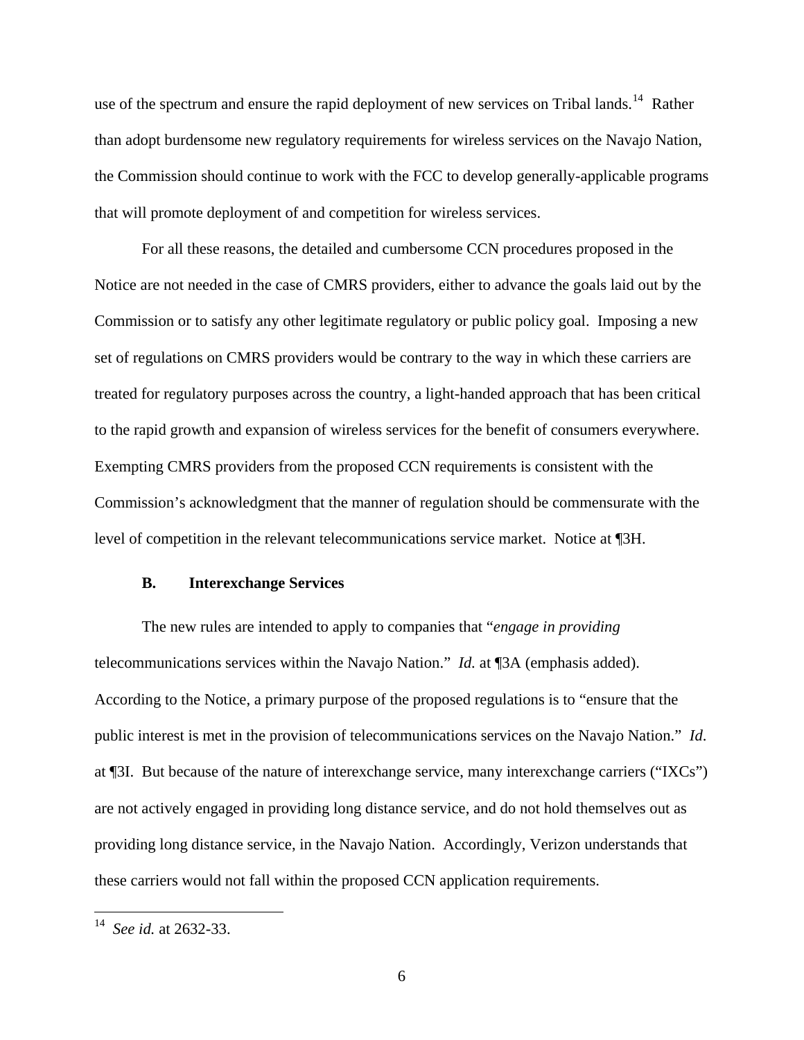use of the spectrum and ensure the rapid deployment of new services on Tribal lands.[14] Rather than adopt burdensome new regulatory requirements for wireless services on the Navajo Nation, the Commission should continue to work with the FCC to develop generally-applicable programs that will promote deployment of and competition for wireless services.

For all these reasons, the detailed and cumbersome CCN procedures proposed in the Notice are not needed in the case of CMRS providers, either to advance the goals laid out by the Commission or to satisfy any other legitimate regulatory or public policy goal. Imposing a new set of regulations on CMRS providers would be contrary to the way in which these carriers are treated for regulatory purposes across the country, a light-handed approach that has been critical to the rapid growth and expansion of wireless services for the benefit of consumers everywhere. Exempting CMRS providers from the proposed CCN requirements is consistent with the Commission's acknowledgment that the manner of regulation should be commensurate with the level of competition in the relevant telecommunications service market. Notice at ¶3H.

**B. Interexchange Services**

The new rules are intended to apply to companies that "*engage in providing* telecommunications services within the Navajo Nation." *Id.* at ¶3A (emphasis added). According to the Notice, a primary purpose of the proposed regulations is to "ensure that the public interest is met in the provision of telecommunications services on the Navajo Nation." *Id*. at ¶3I. But because of the nature of interexchange service, many interexchange carriers ("IXCs") are not actively engaged in providing long distance service, and do not hold themselves out as providing long distance service, in the Navajo Nation. Accordingly, Verizon understands that these carriers would not fall within the proposed CCN application requirements.

---

[14] *See id.* at 2632-33.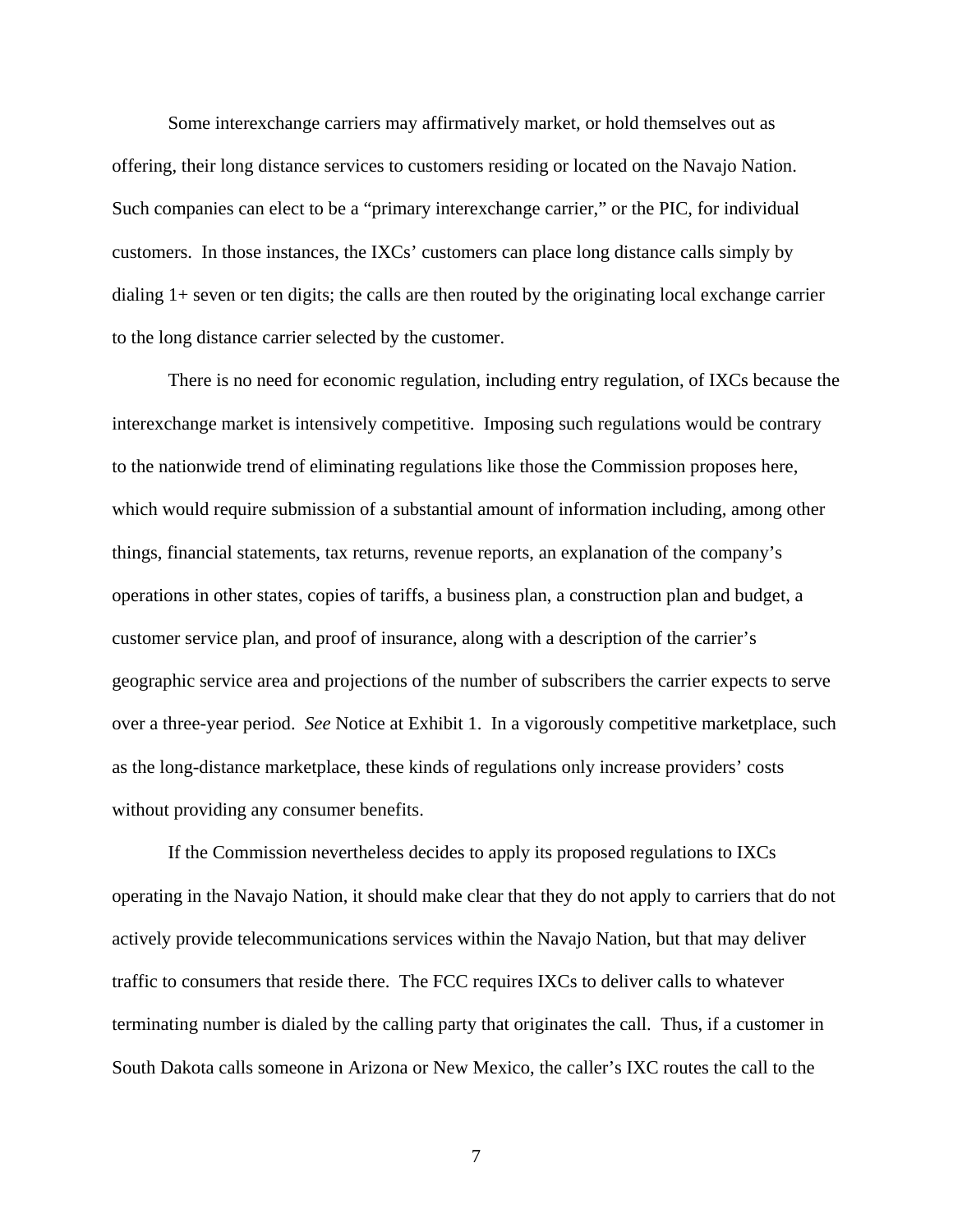Some interexchange carriers may affirmatively market, or hold themselves out as offering, their long distance services to customers residing or located on the Navajo Nation. Such companies can elect to be a "primary interexchange carrier," or the PIC, for individual customers. In those instances, the IXCs' customers can place long distance calls simply by dialing 1+ seven or ten digits; the calls are then routed by the originating local exchange carrier to the long distance carrier selected by the customer.

There is no need for economic regulation, including entry regulation, of IXCs because the interexchange market is intensively competitive. Imposing such regulations would be contrary to the nationwide trend of eliminating regulations like those the Commission proposes here, which would require submission of a substantial amount of information including, among other things, financial statements, tax returns, revenue reports, an explanation of the company's operations in other states, copies of tariffs, a business plan, a construction plan and budget, a customer service plan, and proof of insurance, along with a description of the carrier's geographic service area and projections of the number of subscribers the carrier expects to serve over a three-year period. *See* Notice at Exhibit 1. In a vigorously competitive marketplace, such as the long-distance marketplace, these kinds of regulations only increase providers' costs without providing any consumer benefits.

If the Commission nevertheless decides to apply its proposed regulations to IXCs operating in the Navajo Nation, it should make clear that they do not apply to carriers that do not actively provide telecommunications services within the Navajo Nation, but that may deliver traffic to consumers that reside there. The FCC requires IXCs to deliver calls to whatever terminating number is dialed by the calling party that originates the call. Thus, if a customer in South Dakota calls someone in Arizona or New Mexico, the caller's IXC routes the call to the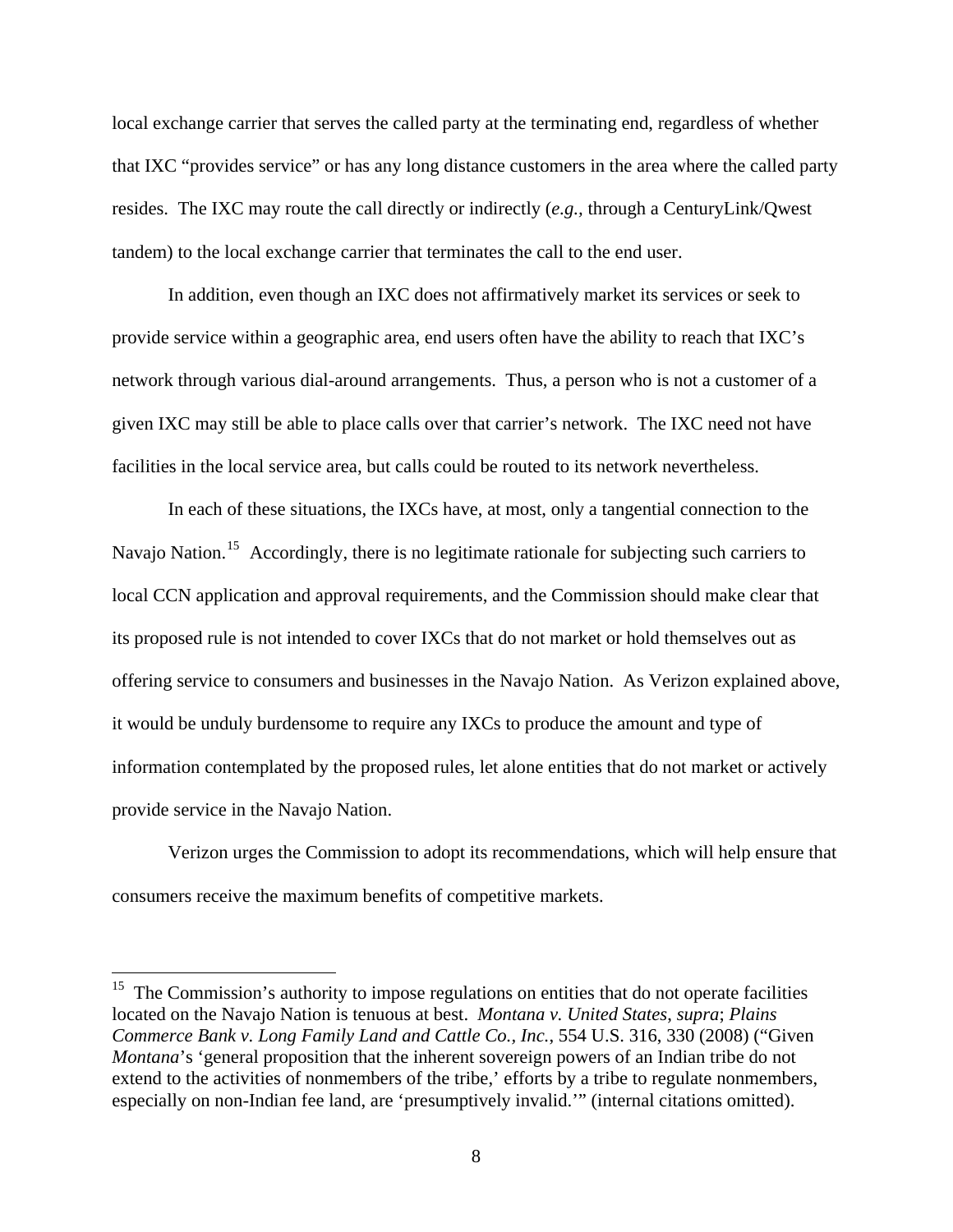local exchange carrier that serves the called party at the terminating end, regardless of whether that IXC "provides service" or has any long distance customers in the area where the called party resides. The IXC may route the call directly or indirectly (*e.g.*, through a CenturyLink/Qwest tandem) to the local exchange carrier that terminates the call to the end user.

In addition, even though an IXC does not affirmatively market its services or seek to provide service within a geographic area, end users often have the ability to reach that IXC's network through various dial-around arrangements. Thus, a person who is not a customer of a given IXC may still be able to place calls over that carrier's network. The IXC need not have facilities in the local service area, but calls could be routed to its network nevertheless.

In each of these situations, the IXCs have, at most, only a tangential connection to the Navajo Nation.[15] Accordingly, there is no legitimate rationale for subjecting such carriers to local CCN application and approval requirements, and the Commission should make clear that its proposed rule is not intended to cover IXCs that do not market or hold themselves out as offering service to consumers and businesses in the Navajo Nation. As Verizon explained above, it would be unduly burdensome to require any IXCs to produce the amount and type of information contemplated by the proposed rules, let alone entities that do not market or actively provide service in the Navajo Nation.

Verizon urges the Commission to adopt its recommendations, which will help ensure that consumers receive the maximum benefits of competitive markets.

---

[15] The Commission's authority to impose regulations on entities that do not operate facilities located on the Navajo Nation is tenuous at best. *Montana v. United States*, *supra*; *Plains Commerce Bank v. Long Family Land and Cattle Co., Inc.*, 554 U.S. 316, 330 (2008) ("Given *Montana*'s 'general proposition that the inherent sovereign powers of an Indian tribe do not extend to the activities of nonmembers of the tribe,' efforts by a tribe to regulate nonmembers, especially on non-Indian fee land, are 'presumptively invalid.'" (internal citations omitted).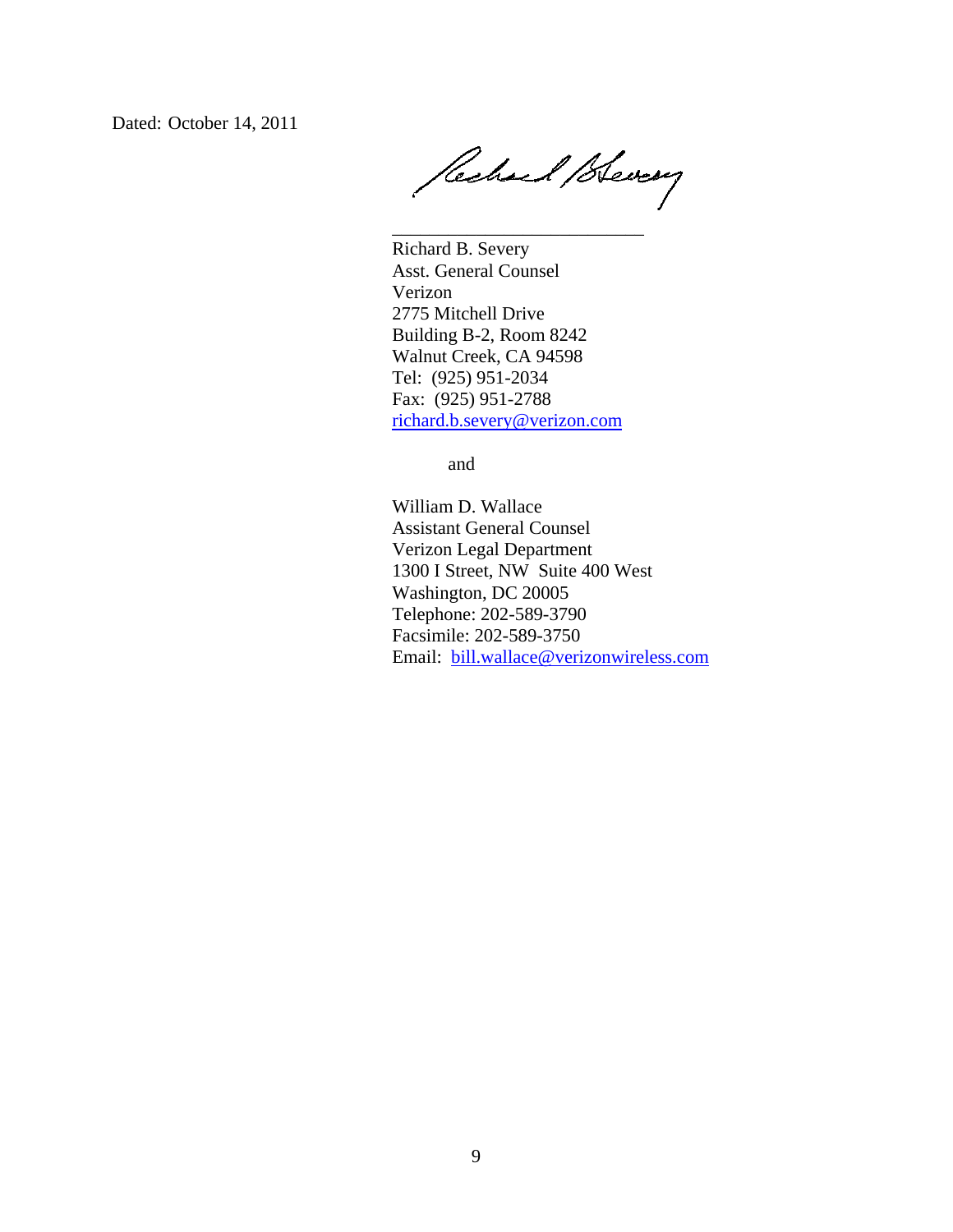Dated: October 14, 2011

Richard B. Severy
Asst. General Counsel
Verizon
2775 Mitchell Drive
Building B-2, Room 8242
Walnut Creek, CA 94598
Tel: (925) 951-2034
Fax: (925) 951-2788
richard.b.severy@verizon.com

and

William D. Wallace
Assistant General Counsel
Verizon Legal Department
1300 I Street, NW Suite 400 West
Washington, DC 20005
Telephone: 202-589-3790
Facsimile: 202-589-3750
Email: bill.wallace@verizonwireless.com